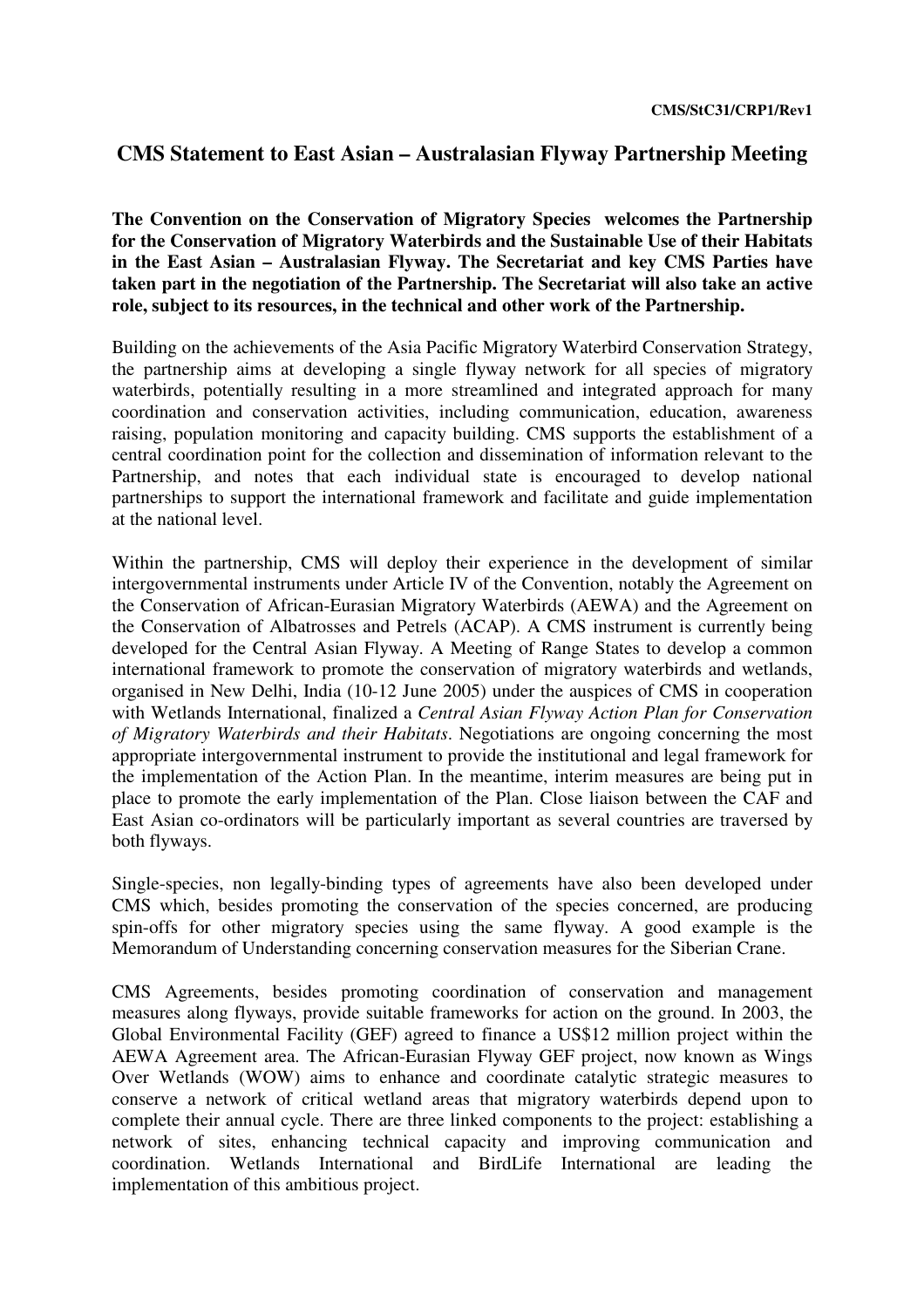CMS/StC31/CRP1/Rev1

# CMS Statement to East Asian – Australasian Flyway Partnership Meeting

**The Convention on the Conservation of Migratory Species welcomes the Partnership for the Conservation of Migratory Waterbirds and the Sustainable Use of their Habitats in the East Asian – Australasian Flyway. The Secretariat and key CMS Parties have taken part in the negotiation of the Partnership. The Secretariat will also take an active role, subject to its resources, in the technical and other work of the Partnership.**

Building on the achievements of the Asia Pacific Migratory Waterbird Conservation Strategy, the partnership aims at developing a single flyway network for all species of migratory waterbirds, potentially resulting in a more streamlined and integrated approach for many coordination and conservation activities, including communication, education, awareness raising, population monitoring and capacity building. CMS supports the establishment of a central coordination point for the collection and dissemination of information relevant to the Partnership, and notes that each individual state is encouraged to develop national partnerships to support the international framework and facilitate and guide implementation at the national level.

Within the partnership, CMS will deploy their experience in the development of similar intergovernmental instruments under Article IV of the Convention, notably the Agreement on the Conservation of African-Eurasian Migratory Waterbirds (AEWA) and the Agreement on the Conservation of Albatrosses and Petrels (ACAP). A CMS instrument is currently being developed for the Central Asian Flyway. A Meeting of Range States to develop a common international framework to promote the conservation of migratory waterbirds and wetlands, organised in New Delhi, India (10-12 June 2005) under the auspices of CMS in cooperation with Wetlands International, finalized a *Central Asian Flyway Action Plan for Conservation of Migratory Waterbirds and their Habitats*. Negotiations are ongoing concerning the most appropriate intergovernmental instrument to provide the institutional and legal framework for the implementation of the Action Plan. In the meantime, interim measures are being put in place to promote the early implementation of the Plan. Close liaison between the CAF and East Asian co-ordinators will be particularly important as several countries are traversed by both flyways.

Single-species, non legally-binding types of agreements have also been developed under CMS which, besides promoting the conservation of the species concerned, are producing spin-offs for other migratory species using the same flyway. A good example is the Memorandum of Understanding concerning conservation measures for the Siberian Crane.

CMS Agreements, besides promoting coordination of conservation and management measures along flyways, provide suitable frameworks for action on the ground. In 2003, the Global Environmental Facility (GEF) agreed to finance a US$12 million project within the AEWA Agreement area. The African-Eurasian Flyway GEF project, now known as Wings Over Wetlands (WOW) aims to enhance and coordinate catalytic strategic measures to conserve a network of critical wetland areas that migratory waterbirds depend upon to complete their annual cycle. There are three linked components to the project: establishing a network of sites, enhancing technical capacity and improving communication and coordination. Wetlands International and BirdLife International are leading the implementation of this ambitious project.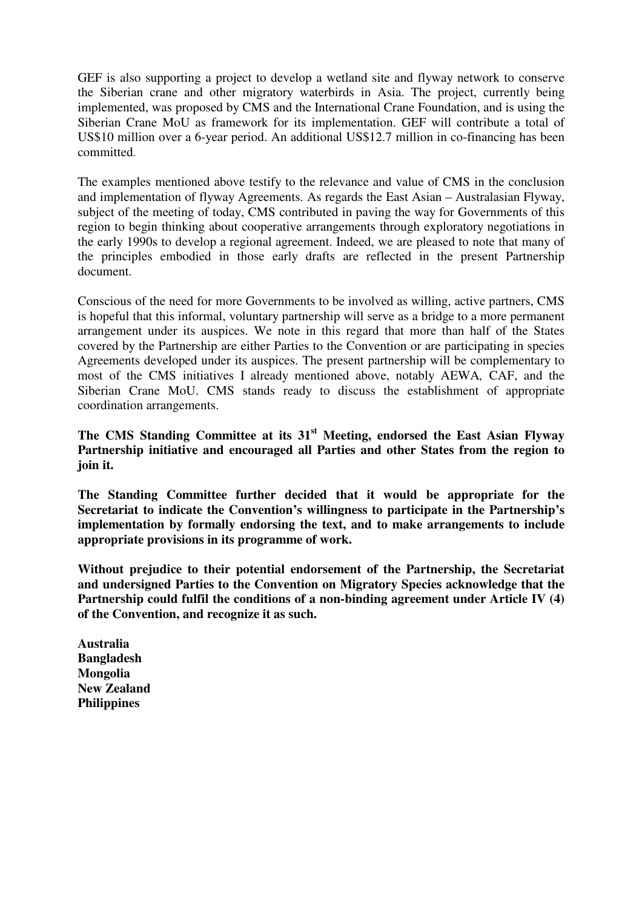GEF is also supporting a project to develop a wetland site and flyway network to conserve the Siberian crane and other migratory waterbirds in Asia. The project, currently being implemented, was proposed by CMS and the International Crane Foundation, and is using the Siberian Crane MoU as framework for its implementation. GEF will contribute a total of US$10 million over a 6-year period. An additional US$12.7 million in co-financing has been committed.

The examples mentioned above testify to the relevance and value of CMS in the conclusion and implementation of flyway Agreements. As regards the East Asian – Australasian Flyway, subject of the meeting of today, CMS contributed in paving the way for Governments of this region to begin thinking about cooperative arrangements through exploratory negotiations in the early 1990s to develop a regional agreement. Indeed, we are pleased to note that many of the principles embodied in those early drafts are reflected in the present Partnership document.

Conscious of the need for more Governments to be involved as willing, active partners, CMS is hopeful that this informal, voluntary partnership will serve as a bridge to a more permanent arrangement under its auspices. We note in this regard that more than half of the States covered by the Partnership are either Parties to the Convention or are participating in species Agreements developed under its auspices. The present partnership will be complementary to most of the CMS initiatives I already mentioned above, notably AEWA, CAF, and the Siberian Crane MoU. CMS stands ready to discuss the establishment of appropriate coordination arrangements.

**The CMS Standing Committee at its 31st Meeting, endorsed the East Asian Flyway Partnership initiative and encouraged all Parties and other States from the region to join it.**

**The Standing Committee further decided that it would be appropriate for the Secretariat to indicate the Convention's willingness to participate in the Partnership's implementation by formally endorsing the text, and to make arrangements to include appropriate provisions in its programme of work.**

**Without prejudice to their potential endorsement of the Partnership, the Secretariat and undersigned Parties to the Convention on Migratory Species acknowledge that the Partnership could fulfil the conditions of a non-binding agreement under Article IV (4) of the Convention, and recognize it as such.**

**Australia**
**Bangladesh**
**Mongolia**
**New Zealand**
**Philippines**